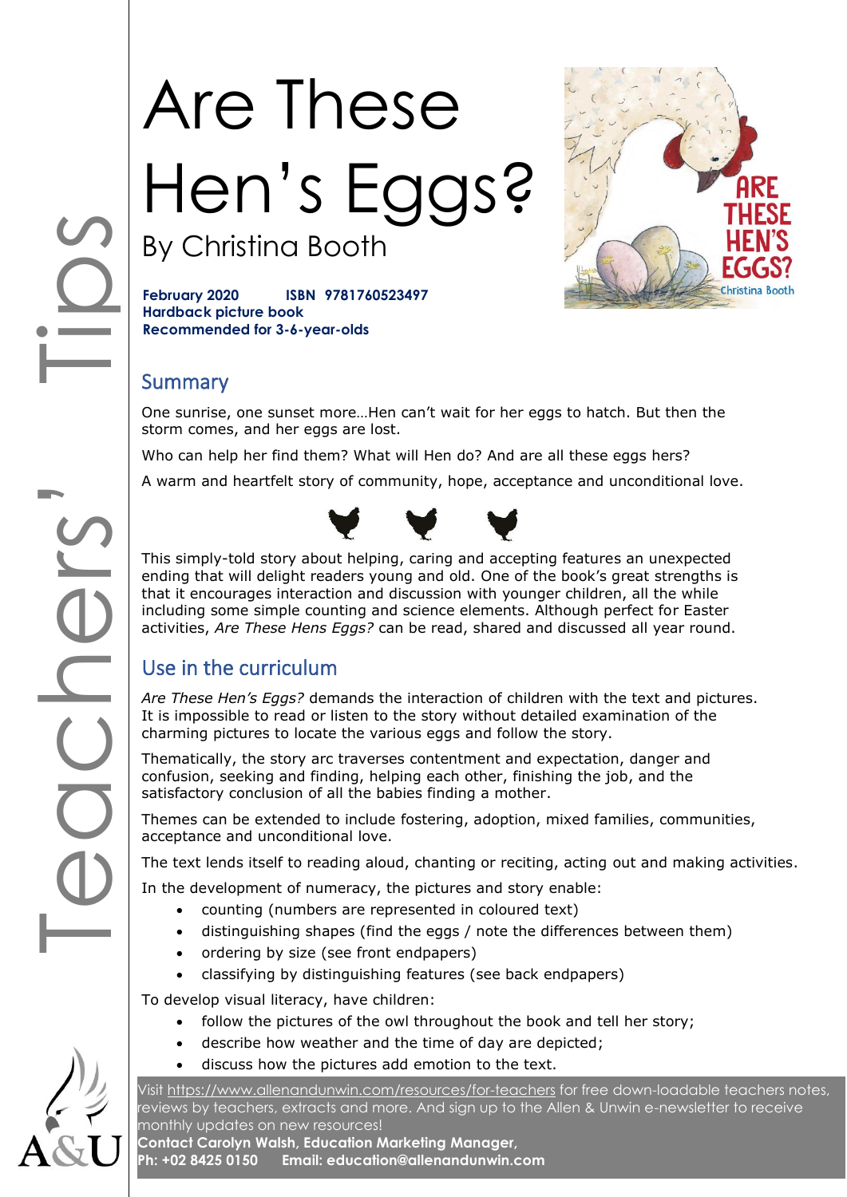# Are These Hen's Eggs?

By Christina Booth

**February 2020 ISBN 9781760523497**
**Hardback picture book**
**Recommended for 3-6-year-olds**

## Summary

One sunrise, one sunset more…Hen can't wait for her eggs to hatch. But then the storm comes, and her eggs are lost.

Who can help her find them? What will Hen do? And are all these eggs hers?

A warm and heartfelt story of community, hope, acceptance and unconditional love.

This simply-told story about helping, caring and accepting features an unexpected ending that will delight readers young and old. One of the book's great strengths is that it encourages interaction and discussion with younger children, all the while including some simple counting and science elements. Although perfect for Easter activities, *Are These Hens Eggs?* can be read, shared and discussed all year round.

## Use in the curriculum

*Are These Hen's Eggs?* demands the interaction of children with the text and pictures. It is impossible to read or listen to the story without detailed examination of the charming pictures to locate the various eggs and follow the story.

Thematically, the story arc traverses contentment and expectation, danger and confusion, seeking and finding, helping each other, finishing the job, and the satisfactory conclusion of all the babies finding a mother.

Themes can be extended to include fostering, adoption, mixed families, communities, acceptance and unconditional love.

The text lends itself to reading aloud, chanting or reciting, acting out and making activities.

In the development of numeracy, the pictures and story enable:

- counting (numbers are represented in coloured text)
- distinguishing shapes (find the eggs / note the differences between them)
- ordering by size (see front endpapers)
- classifying by distinguishing features (see back endpapers)

To develop visual literacy, have children:

- follow the pictures of the owl throughout the book and tell her story;
- describe how weather and the time of day are depicted;
- discuss how the pictures add emotion to the text.

Visit https://www.allenandunwin.com/resources/for-teachers for free down-loadable teachers notes, reviews by teachers, extracts and more. And sign up to the Allen & Unwin e-newsletter to receive monthly updates on new resources!
**Contact Carolyn Walsh, Education Marketing Manager,**
**Ph: +02 8425 0150 Email: education@allenandunwin.com**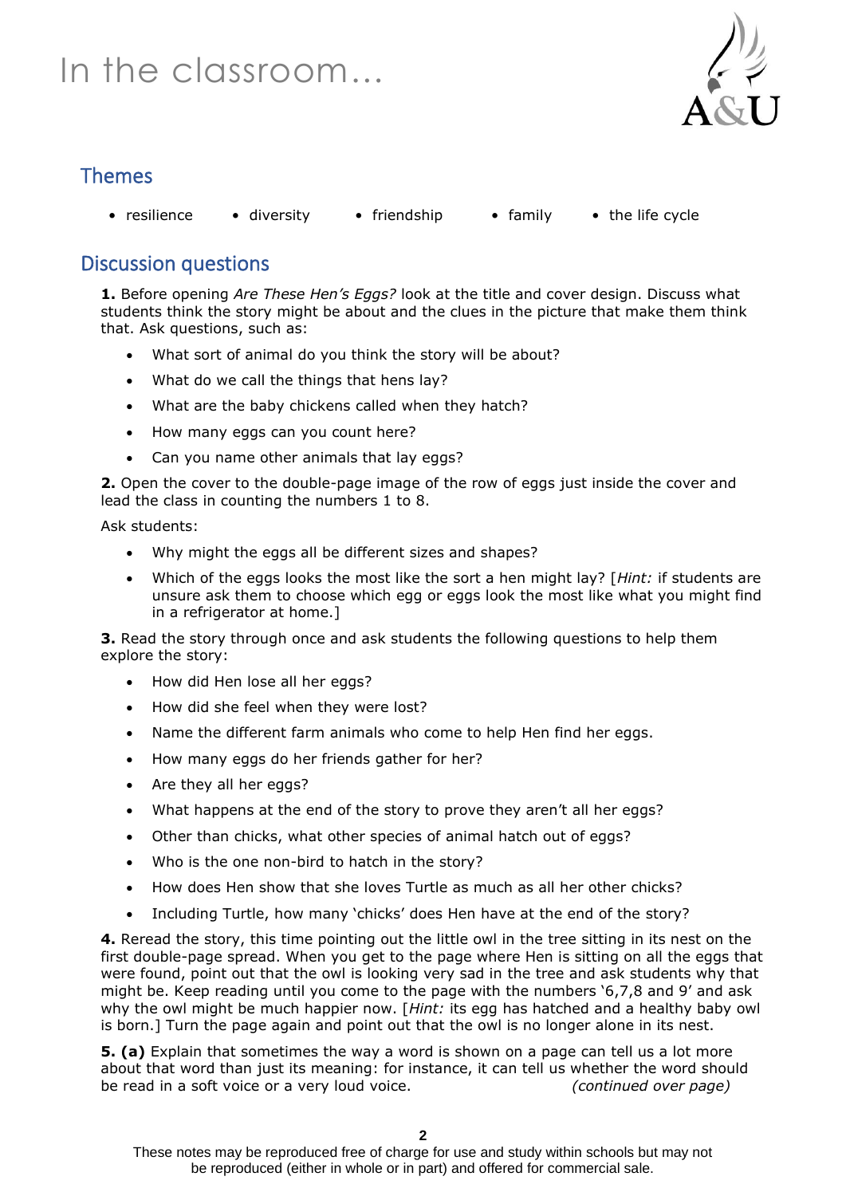# In the classroom...

## Themes

- resilience
- diversity
- friendship
- family
- the life cycle

## Discussion questions

**1.** Before opening *Are These Hen's Eggs?* look at the title and cover design. Discuss what students think the story might be about and the clues in the picture that make them think that. Ask questions, such as:

- What sort of animal do you think the story will be about?
- What do we call the things that hens lay?
- What are the baby chickens called when they hatch?
- How many eggs can you count here?
- Can you name other animals that lay eggs?

**2.** Open the cover to the double-page image of the row of eggs just inside the cover and lead the class in counting the numbers 1 to 8.

Ask students:

- Why might the eggs all be different sizes and shapes?
- Which of the eggs looks the most like the sort a hen might lay? [*Hint:* if students are unsure ask them to choose which egg or eggs look the most like what you might find in a refrigerator at home.]

**3.** Read the story through once and ask students the following questions to help them explore the story:

- How did Hen lose all her eggs?
- How did she feel when they were lost?
- Name the different farm animals who come to help Hen find her eggs.
- How many eggs do her friends gather for her?
- Are they all her eggs?
- What happens at the end of the story to prove they aren't all her eggs?
- Other than chicks, what other species of animal hatch out of eggs?
- Who is the one non-bird to hatch in the story?
- How does Hen show that she loves Turtle as much as all her other chicks?
- Including Turtle, how many 'chicks' does Hen have at the end of the story?

**4.** Reread the story, this time pointing out the little owl in the tree sitting in its nest on the first double-page spread. When you get to the page where Hen is sitting on all the eggs that were found, point out that the owl is looking very sad in the tree and ask students why that might be. Keep reading until you come to the page with the numbers '6,7,8 and 9' and ask why the owl might be much happier now. [*Hint:* its egg has hatched and a healthy baby owl is born.] Turn the page again and point out that the owl is no longer alone in its nest.

**5. (a)** Explain that sometimes the way a word is shown on a page can tell us a lot more about that word than just its meaning: for instance, it can tell us whether the word should be read in a soft voice or a very loud voice. *(continued over page)*

These notes may be reproduced free of charge for use and study within schools but may not be reproduced (either in whole or in part) and offered for commercial sale.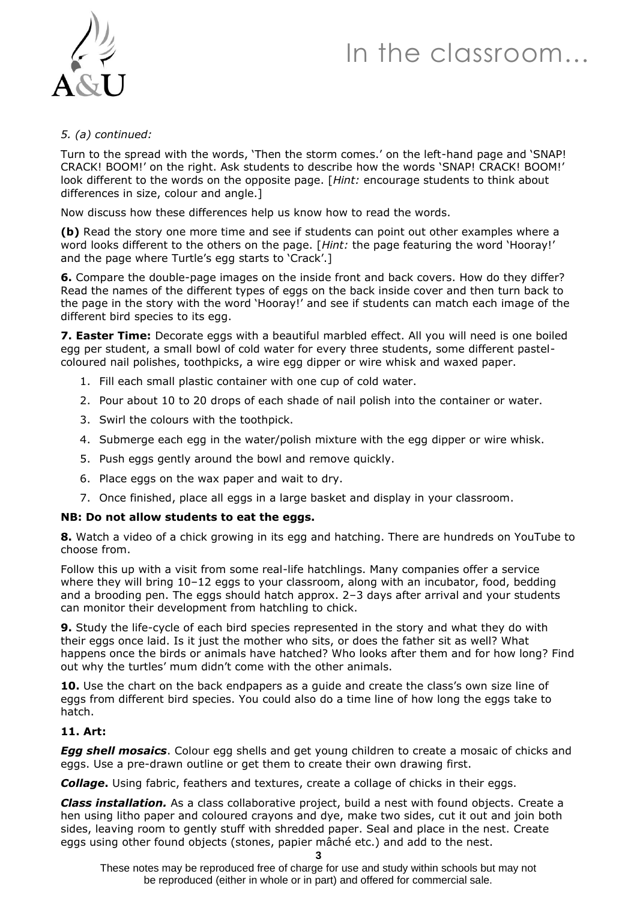*5. (a) continued:*

Turn to the spread with the words, 'Then the storm comes.' on the left-hand page and 'SNAP! CRACK! BOOM!' on the right. Ask students to describe how the words 'SNAP! CRACK! BOOM!' look different to the words on the opposite page. [*Hint:* encourage students to think about differences in size, colour and angle.]

Now discuss how these differences help us know how to read the words.

**(b)** Read the story one more time and see if students can point out other examples where a word looks different to the others on the page. [*Hint:* the page featuring the word 'Hooray!' and the page where Turtle's egg starts to 'Crack'.]

**6.** Compare the double-page images on the inside front and back covers. How do they differ? Read the names of the different types of eggs on the back inside cover and then turn back to the page in the story with the word 'Hooray!' and see if students can match each image of the different bird species to its egg.

**7. Easter Time:** Decorate eggs with a beautiful marbled effect. All you will need is one boiled egg per student, a small bowl of cold water for every three students, some different pastel-coloured nail polishes, toothpicks, a wire egg dipper or wire whisk and waxed paper.

1. Fill each small plastic container with one cup of cold water.
2. Pour about 10 to 20 drops of each shade of nail polish into the container or water.
3. Swirl the colours with the toothpick.
4. Submerge each egg in the water/polish mixture with the egg dipper or wire whisk.
5. Push eggs gently around the bowl and remove quickly.
6. Place eggs on the wax paper and wait to dry.
7. Once finished, place all eggs in a large basket and display in your classroom.

**NB: Do not allow students to eat the eggs.**

**8.** Watch a video of a chick growing in its egg and hatching. There are hundreds on YouTube to choose from.

Follow this up with a visit from some real-life hatchlings. Many companies offer a service where they will bring 10–12 eggs to your classroom, along with an incubator, food, bedding and a brooding pen. The eggs should hatch approx. 2–3 days after arrival and your students can monitor their development from hatchling to chick.

**9.** Study the life-cycle of each bird species represented in the story and what they do with their eggs once laid. Is it just the mother who sits, or does the father sit as well? What happens once the birds or animals have hatched? Who looks after them and for how long? Find out why the turtles' mum didn't come with the other animals.

**10.** Use the chart on the back endpapers as a guide and create the class's own size line of eggs from different bird species. You could also do a time line of how long the eggs take to hatch.

**11. Art:**

***Egg shell mosaics***. Colour egg shells and get young children to create a mosaic of chicks and eggs. Use a pre-drawn outline or get them to create their own drawing first.

***Collage*.** Using fabric, feathers and textures, create a collage of chicks in their eggs.

***Class installation.*** As a class collaborative project, build a nest with found objects. Create a hen using litho paper and coloured crayons and dye, make two sides, cut it out and join both sides, leaving room to gently stuff with shredded paper. Seal and place in the nest. Create eggs using other found objects (stones, papier mâché etc.) and add to the nest.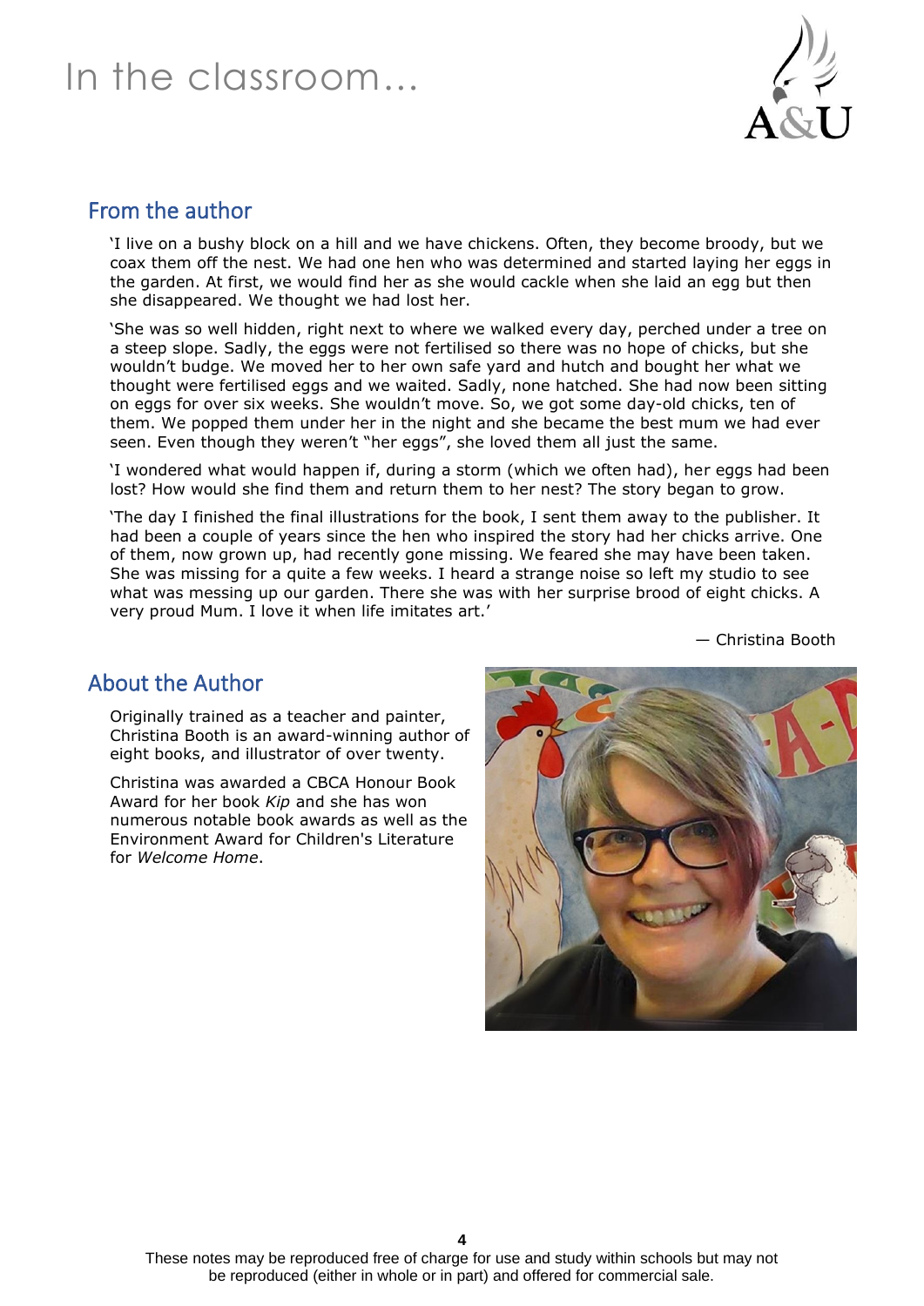# In the classroom...

## From the author

'I live on a bushy block on a hill and we have chickens. Often, they become broody, but we coax them off the nest. We had one hen who was determined and started laying her eggs in the garden. At first, we would find her as she would cackle when she laid an egg but then she disappeared. We thought we had lost her.

'She was so well hidden, right next to where we walked every day, perched under a tree on a steep slope. Sadly, the eggs were not fertilised so there was no hope of chicks, but she wouldn't budge. We moved her to her own safe yard and hutch and bought her what we thought were fertilised eggs and we waited. Sadly, none hatched. She had now been sitting on eggs for over six weeks. She wouldn't move. So, we got some day-old chicks, ten of them. We popped them under her in the night and she became the best mum we had ever seen. Even though they weren't "her eggs", she loved them all just the same.

'I wondered what would happen if, during a storm (which we often had), her eggs had been lost? How would she find them and return them to her nest? The story began to grow.

'The day I finished the final illustrations for the book, I sent them away to the publisher. It had been a couple of years since the hen who inspired the story had her chicks arrive. One of them, now grown up, had recently gone missing. We feared she may have been taken. She was missing for a quite a few weeks. I heard a strange noise so left my studio to see what was messing up our garden. There she was with her surprise brood of eight chicks. A very proud Mum. I love it when life imitates art.'

— Christina Booth

## About the Author

Originally trained as a teacher and painter, Christina Booth is an award-winning author of eight books, and illustrator of over twenty.

Christina was awarded a CBCA Honour Book Award for her book *Kip* and she has won numerous notable book awards as well as the Environment Award for Children's Literature for *Welcome Home*.

These notes may be reproduced free of charge for use and study within schools but may not be reproduced (either in whole or in part) and offered for commercial sale.